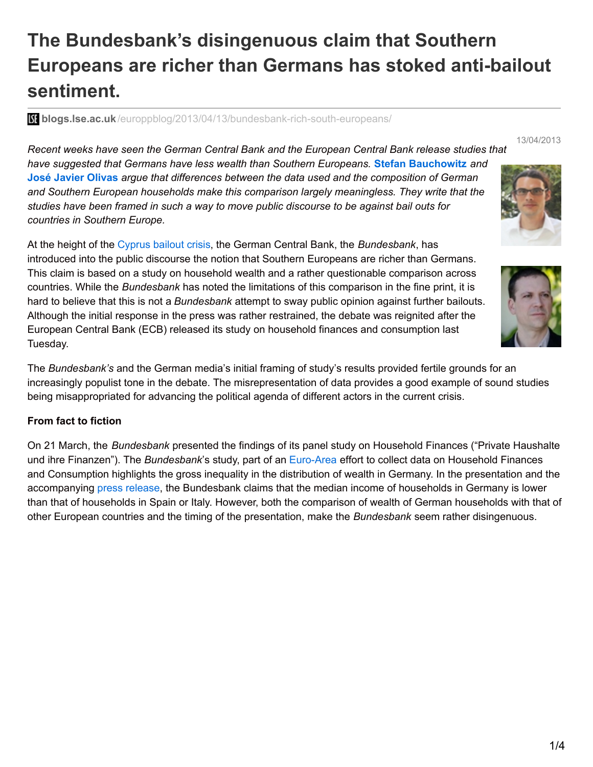# The Bundesbank's disingenuous claim that Southern Europeans are richer than Germans has stoked anti-bailout sentiment.

**blogs.lse.ac.uk**/europpblog/2013/04/13/bundesbank-rich-south-europeans/

13/04/2013

*Recent weeks have seen the German Central Bank and the European Central Bank release studies that have suggested that Germans have less wealth than Southern Europeans.* **Stefan Bauchowitz** *and* **José Javier Olivas** *argue that differences between the data used and the composition of German and Southern European households make this comparison largely meaningless. They write that the studies have been framed in such a way to move public discourse to be against bail outs for countries in Southern Europe.*

At the height of the Cyprus bailout crisis, the German Central Bank, the *Bundesbank*, has introduced into the public discourse the notion that Southern Europeans are richer than Germans. This claim is based on a study on household wealth and a rather questionable comparison across countries. While the *Bundesbank* has noted the limitations of this comparison in the fine print, it is hard to believe that this is not a *Bundesbank* attempt to sway public opinion against further bailouts. Although the initial response in the press was rather restrained, the debate was reignited after the European Central Bank (ECB) released its study on household finances and consumption last Tuesday.

The *Bundesbank's* and the German media's initial framing of study's results provided fertile grounds for an increasingly populist tone in the debate. The misrepresentation of data provides a good example of sound studies being misappropriated for advancing the political agenda of different actors in the current crisis.

**From fact to fiction**

On 21 March, the *Bundesbank* presented the findings of its panel study on Household Finances ("Private Haushalte und ihre Finanzen"). The *Bundesbank*'s study, part of an Euro-Area effort to collect data on Household Finances and Consumption highlights the gross inequality in the distribution of wealth in Germany. In the presentation and the accompanying press release, the Bundesbank claims that the median income of households in Germany is lower than that of households in Spain or Italy. However, both the comparison of wealth of German households with that of other European countries and the timing of the presentation, make the *Bundesbank* seem rather disingenuous.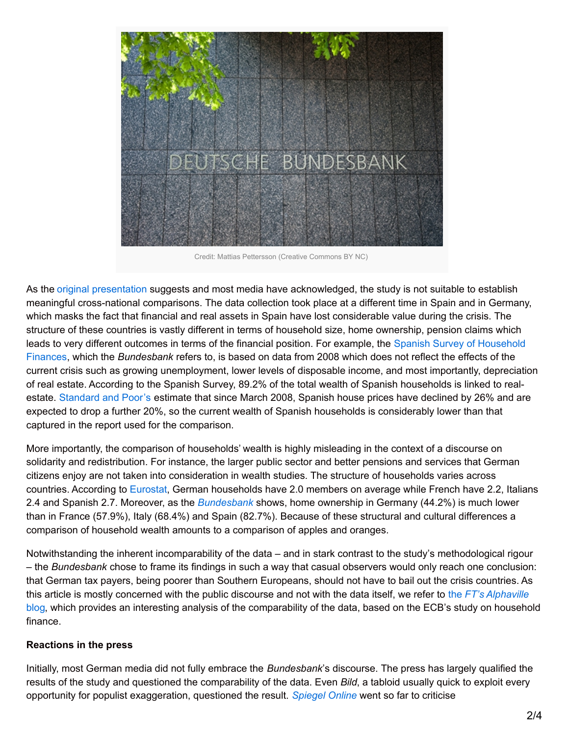Credit: Mattias Pettersson (Creative Commons BY NC)

As the original presentation suggests and most media have acknowledged, the study is not suitable to establish meaningful cross-national comparisons. The data collection took place at a different time in Spain and in Germany, which masks the fact that financial and real assets in Spain have lost considerable value during the crisis. The structure of these countries is vastly different in terms of household size, home ownership, pension claims which leads to very different outcomes in terms of the financial position. For example, the Spanish Survey of Household Finances, which the *Bundesbank* refers to, is based on data from 2008 which does not reflect the effects of the current crisis such as growing unemployment, lower levels of disposable income, and most importantly, depreciation of real estate. According to the Spanish Survey, 89.2% of the total wealth of Spanish households is linked to real-estate. Standard and Poor's estimate that since March 2008, Spanish house prices have declined by 26% and are expected to drop a further 20%, so the current wealth of Spanish households is considerably lower than that captured in the report used for the comparison.

More importantly, the comparison of households' wealth is highly misleading in the context of a discourse on solidarity and redistribution. For instance, the larger public sector and better pensions and services that German citizens enjoy are not taken into consideration in wealth studies. The structure of households varies across countries. According to Eurostat, German households have 2.0 members on average while French have 2.2, Italians 2.4 and Spanish 2.7. Moreover, as the *Bundesbank* shows, home ownership in Germany (44.2%) is much lower than in France (57.9%), Italy (68.4%) and Spain (82.7%). Because of these structural and cultural differences a comparison of household wealth amounts to a comparison of apples and oranges.

Notwithstanding the inherent incomparability of the data – and in stark contrast to the study's methodological rigour – the *Bundesbank* chose to frame its findings in such a way that casual observers would only reach one conclusion: that German tax payers, being poorer than Southern Europeans, should not have to bail out the crisis countries. As this article is mostly concerned with the public discourse and not with the data itself, we refer to the *FT's Alphaville* blog, which provides an interesting analysis of the comparability of the data, based on the ECB's study on household finance.

**Reactions in the press**

Initially, most German media did not fully embrace the *Bundesbank*'s discourse. The press has largely qualified the results of the study and questioned the comparability of the data. Even *Bild*, a tabloid usually quick to exploit every opportunity for populist exaggeration, questioned the result. *Spiegel Online* went so far to criticise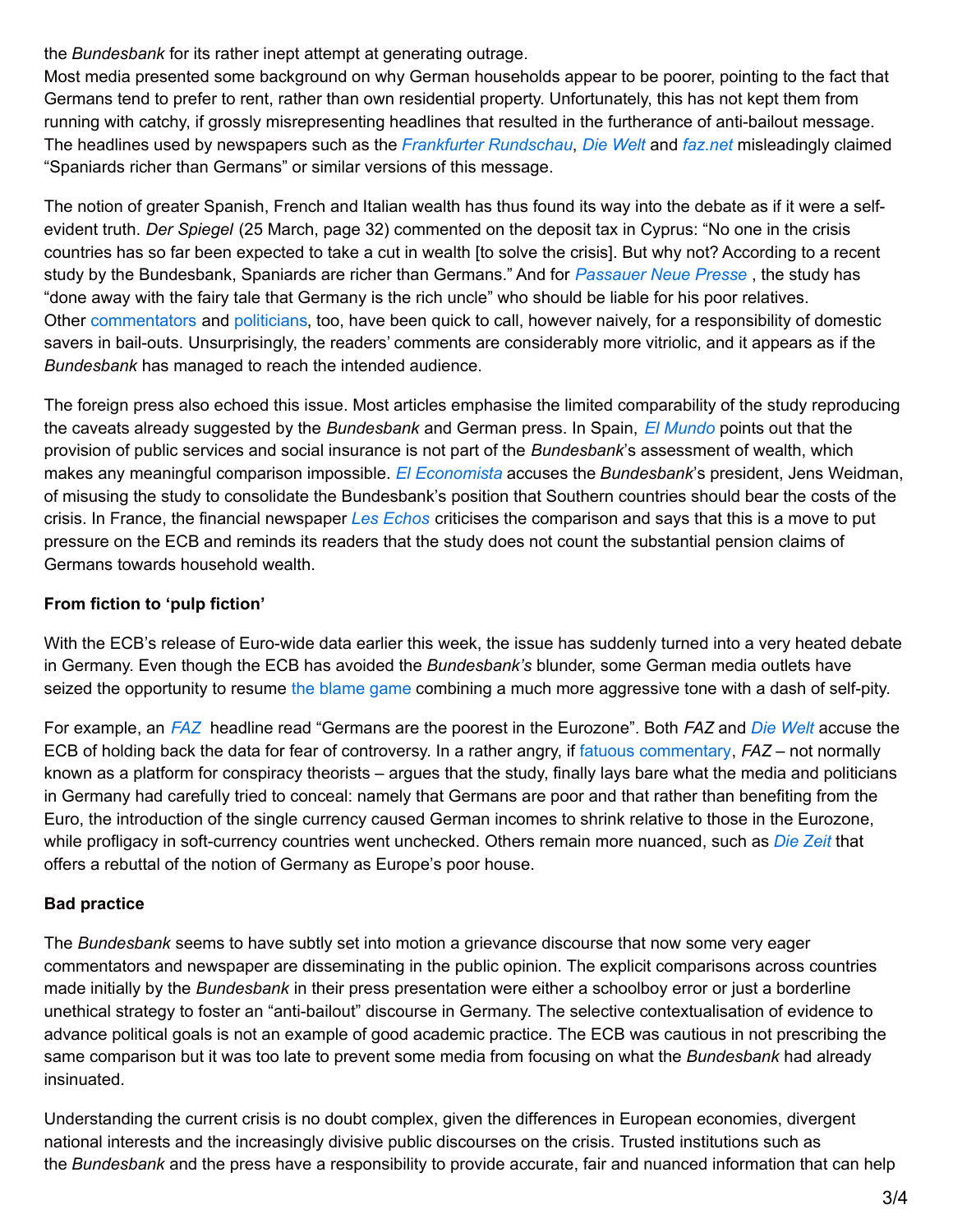the *Bundesbank* for its rather inept attempt at generating outrage.
Most media presented some background on why German households appear to be poorer, pointing to the fact that Germans tend to prefer to rent, rather than own residential property. Unfortunately, this has not kept them from running with catchy, if grossly misrepresenting headlines that resulted in the furtherance of anti-bailout message. The headlines used by newspapers such as the *Frankfurter Rundschau*, *Die Welt* and *faz.net* misleadingly claimed "Spaniards richer than Germans" or similar versions of this message.

The notion of greater Spanish, French and Italian wealth has thus found its way into the debate as if it were a self-evident truth. *Der Spiegel* (25 March, page 32) commented on the deposit tax in Cyprus: "No one in the crisis countries has so far been expected to take a cut in wealth [to solve the crisis]. But why not? According to a recent study by the Bundesbank, Spaniards are richer than Germans." And for *Passauer Neue Presse* , the study has "done away with the fairy tale that Germany is the rich uncle" who should be liable for his poor relatives. Other commentators and politicians, too, have been quick to call, however naively, for a responsibility of domestic savers in bail-outs. Unsurprisingly, the readers' comments are considerably more vitriolic, and it appears as if the *Bundesbank* has managed to reach the intended audience.

The foreign press also echoed this issue. Most articles emphasise the limited comparability of the study reproducing the caveats already suggested by the *Bundesbank* and German press. In Spain, *El Mundo* points out that the provision of public services and social insurance is not part of the *Bundesbank*'s assessment of wealth, which makes any meaningful comparison impossible. *El Economista* accuses the *Bundesbank*'s president, Jens Weidman, of misusing the study to consolidate the Bundesbank's position that Southern countries should bear the costs of the crisis. In France, the financial newspaper *Les Echos* criticises the comparison and says that this is a move to put pressure on the ECB and reminds its readers that the study does not count the substantial pension claims of Germans towards household wealth.

**From fiction to 'pulp fiction'**

With the ECB's release of Euro-wide data earlier this week, the issue has suddenly turned into a very heated debate in Germany. Even though the ECB has avoided the *Bundesbank's* blunder, some German media outlets have seized the opportunity to resume the blame game combining a much more aggressive tone with a dash of self-pity.

For example, an *FAZ* headline read "Germans are the poorest in the Eurozone". Both *FAZ* and *Die Welt* accuse the ECB of holding back the data for fear of controversy. In a rather angry, if fatuous commentary, *FAZ* – not normally known as a platform for conspiracy theorists – argues that the study, finally lays bare what the media and politicians in Germany had carefully tried to conceal: namely that Germans are poor and that rather than benefiting from the Euro, the introduction of the single currency caused German incomes to shrink relative to those in the Eurozone, while profligacy in soft-currency countries went unchecked. Others remain more nuanced, such as *Die Zeit* that offers a rebuttal of the notion of Germany as Europe's poor house.

**Bad practice**

The *Bundesbank* seems to have subtly set into motion a grievance discourse that now some very eager commentators and newspaper are disseminating in the public opinion. The explicit comparisons across countries made initially by the *Bundesbank* in their press presentation were either a schoolboy error or just a borderline unethical strategy to foster an "anti-bailout" discourse in Germany. The selective contextualisation of evidence to advance political goals is not an example of good academic practice. The ECB was cautious in not prescribing the same comparison but it was too late to prevent some media from focusing on what the *Bundesbank* had already insinuated.

Understanding the current crisis is no doubt complex, given the differences in European economies, divergent national interests and the increasingly divisive public discourses on the crisis. Trusted institutions such as the *Bundesbank* and the press have a responsibility to provide accurate, fair and nuanced information that can help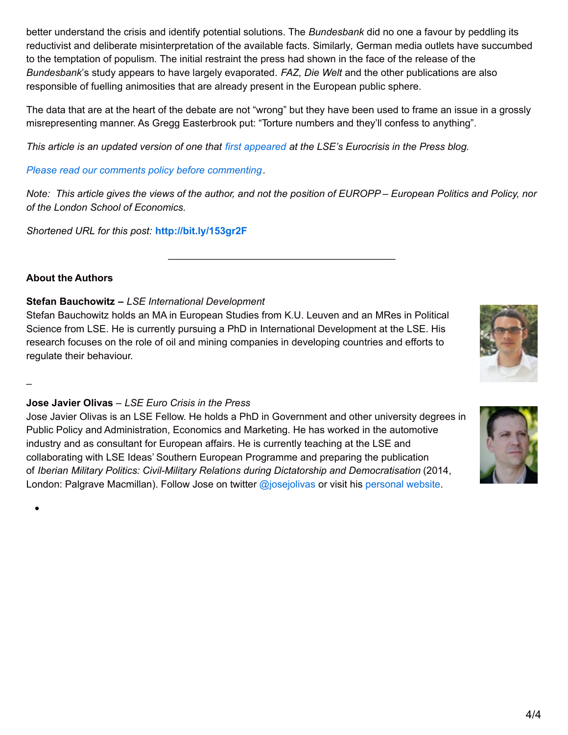better understand the crisis and identify potential solutions. The *Bundesbank* did no one a favour by peddling its reductivist and deliberate misinterpretation of the available facts. Similarly, German media outlets have succumbed to the temptation of populism. The initial restraint the press had shown in the face of the release of the *Bundesbank*'s study appears to have largely evaporated. *FAZ*, *Die Welt* and the other publications are also responsible of fuelling animosities that are already present in the European public sphere.

The data that are at the heart of the debate are not "wrong" but they have been used to frame an issue in a grossly misrepresenting manner. As Gregg Easterbrook put: "Torture numbers and they'll confess to anything".

*This article is an updated version of one that first appeared at the LSE's Eurocrisis in the Press blog.*

*Please read our comments policy before commenting.*

*Note: This article gives the views of the author, and not the position of EUROPP – European Politics and Policy, nor of the London School of Economics.*

*Shortened URL for this post:* **http://bit.ly/153gr2F**

---

**About the Authors**

**Stefan Bauchowitz –** *LSE International Development*
Stefan Bauchowitz holds an MA in European Studies from K.U. Leuven and an MRes in Political Science from LSE. He is currently pursuing a PhD in International Development at the LSE. His research focuses on the role of oil and mining companies in developing countries and efforts to regulate their behaviour.

–

**Jose Javier Olivas** – *LSE Euro Crisis in the Press*
Jose Javier Olivas is an LSE Fellow. He holds a PhD in Government and other university degrees in Public Policy and Administration, Economics and Marketing. He has worked in the automotive industry and as consultant for European affairs. He is currently teaching at the LSE and collaborating with LSE Ideas' Southern European Programme and preparing the publication of *Iberian Military Politics: Civil-Military Relations during Dictatorship and Democratisation* (2014, London: Palgrave Macmillan). Follow Jose on twitter @josejolivas or visit his personal website.